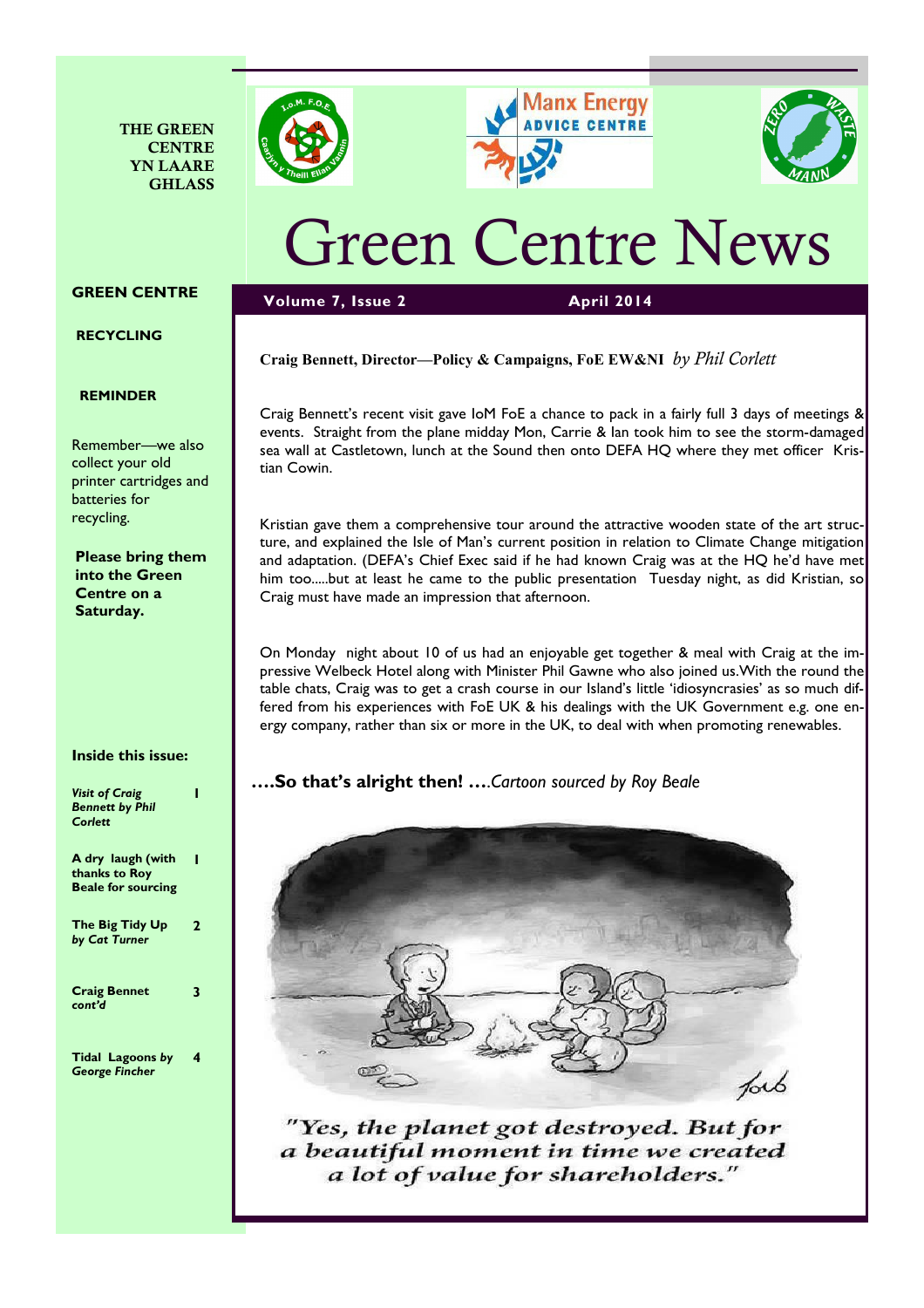THE GREEN CENTRE YN LAARE GHLASS

# Green Centre News

**Volume 7, Issue 2** **April 2014**

## GREEN CENTRE RECYCLING REMINDER

Remember—we also collect your old printer cartridges and batteries for recycling.

**Please bring them into the Green Centre on a Saturday.**

### Inside this issue:

| | |
|---|---|
| ***Visit of Craig Bennett by Phil Corlett*** | **1** |
| **A dry laugh (with thanks to Roy Beale for sourcing** | **1** |
| **The Big Tidy Up *by Cat Turner*** | **2** |
| **Craig Bennet *cont'd*** | **3** |
| **Tidal Lagoons *by George Fincher*** | **4** |

**Craig Bennett, Director—Policy & Campaigns, FoE EW&NI** *by Phil Corlett*

Craig Bennett's recent visit gave IoM FoE a chance to pack in a fairly full 3 days of meetings & events. Straight from the plane midday Mon, Carrie & Ian took him to see the storm-damaged sea wall at Castletown, lunch at the Sound then onto DEFA HQ where they met officer Kristian Cowin.

Kristian gave them a comprehensive tour around the attractive wooden state of the art structure, and explained the Isle of Man's current position in relation to Climate Change mitigation and adaptation. (DEFA's Chief Exec said if he had known Craig was at the HQ he'd have met him too.....but at least he came to the public presentation Tuesday night, as did Kristian, so Craig must have made an impression that afternoon.

On Monday night about 10 of us had an enjoyable get together & meal with Craig at the impressive Welbeck Hotel along with Minister Phil Gawne who also joined us.With the round the table chats, Craig was to get a crash course in our Island's little 'idiosyncrasies' as so much differed from his experiences with FoE UK & his dealings with the UK Government e.g. one energy company, rather than six or more in the UK, to deal with when promoting renewables.

**....So that's alright then! ....***Cartoon sourced by Roy Beale*

*"Yes, the planet got destroyed. But for a beautiful moment in time we created a lot of value for shareholders."*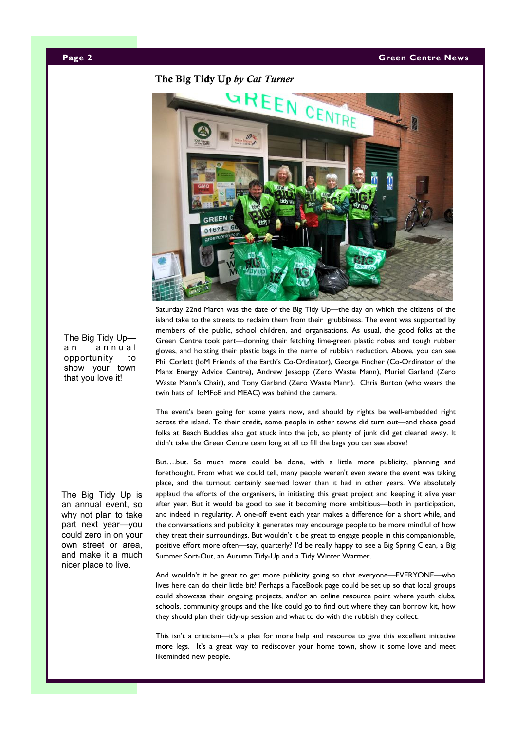## The Big Tidy Up *by Cat Turner*

> The Big Tidy Up—an annual opportunity to show your town that you love it!

Saturday 22nd March was the date of the Big Tidy Up—the day on which the citizens of the island take to the streets to reclaim them from their grubbiness. The event was supported by members of the public, school children, and organisations. As usual, the good folks at the Green Centre took part—donning their fetching lime-green plastic robes and tough rubber gloves, and hoisting their plastic bags in the name of rubbish reduction. Above, you can see Phil Corlett (IoM Friends of the Earth's Co-Ordinator), George Fincher (Co-Ordinator of the Manx Energy Advice Centre), Andrew Jessopp (Zero Waste Mann), Muriel Garland (Zero Waste Mann's Chair), and Tony Garland (Zero Waste Mann). Chris Burton (who wears the twin hats of IoMFoE and MEAC) was behind the camera.

The event's been going for some years now, and should by rights be well-embedded right across the island. To their credit, some people in other towns did turn out—and those good folks at Beach Buddies also got stuck into the job, so plenty of junk did get cleared away. It didn't take the Green Centre team long at all to fill the bags you can see above!

But….but. So much more could be done, with a little more publicity, planning and forethought. From what we could tell, many people weren't even aware the event was taking place, and the turnout certainly seemed lower than it had in other years. We absolutely applaud the efforts of the organisers, in initiating this great project and keeping it alive year after year. But it would be good to see it becoming more ambitious—both in participation, and indeed in regularity. A one-off event each year makes a difference for a short while, and the conversations and publicity it generates may encourage people to be more mindful of how they treat their surroundings. But wouldn't it be great to engage people in this companionable, positive effort more often—say, quarterly? I'd be really happy to see a Big Spring Clean, a Big Summer Sort-Out, an Autumn Tidy-Up and a Tidy Winter Warmer.

> The Big Tidy Up is an annual event, so why not plan to take part next year—you could zero in on your own street or area, and make it a much nicer place to live.

And wouldn't it be great to get more publicity going so that everyone—EVERYONE—who lives here can do their little bit? Perhaps a FaceBook page could be set up so that local groups could showcase their ongoing projects, and/or an online resource point where youth clubs, schools, community groups and the like could go to find out where they can borrow kit, how they should plan their tidy-up session and what to do with the rubbish they collect.

This isn't a criticism—it's a plea for more help and resource to give this excellent initiative more legs. It's a great way to rediscover your home town, show it some love and meet likeminded new people.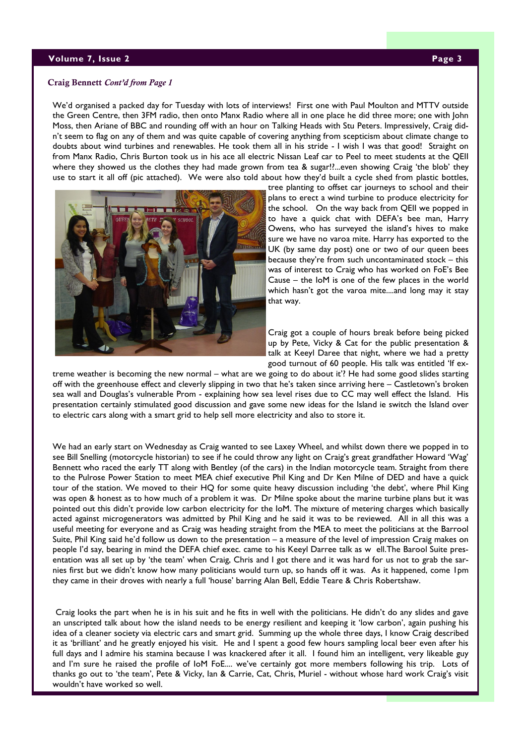### Craig Bennett *Cont'd from Page 1*

We'd organised a packed day for Tuesday with lots of interviews! First one with Paul Moulton and MTTV outside the Green Centre, then 3FM radio, then onto Manx Radio where all in one place he did three more; one with John Moss, then Ariane of BBC and rounding off with an hour on Talking Heads with Stu Peters. Impressively, Craig didn't seem to flag on any of them and was quite capable of covering anything from scepticism about climate change to doubts about wind turbines and renewables. He took them all in his stride - I wish I was that good! Straight on from Manx Radio, Chris Burton took us in his ace all electric Nissan Leaf car to Peel to meet students at the QEII where they showed us the clothes they had made grown from tea & sugar!?...even showing Craig 'the blob' they use to start it all off (pic attached). We were also told about how they'd built a cycle shed from plastic bottles, tree planting to offset car journeys to school and their plans to erect a wind turbine to produce electricity for the school. On the way back from QEII we popped in to have a quick chat with DEFA's bee man, Harry Owens, who has surveyed the island's hives to make sure we have no varoa mite. Harry has exported to the UK (by same day post) one or two of our queen bees because they're from such uncontaminated stock – this was of interest to Craig who has worked on FoE's Bee Cause – the IoM is one of the few places in the world which hasn't got the varoa mite....and long may it stay that way.

Craig got a couple of hours break before being picked up by Pete, Vicky & Cat for the public presentation & talk at Keeyl Daree that night, where we had a pretty good turnout of 60 people. His talk was entitled 'If extreme weather is becoming the new normal – what are we going to do about it'? He had some good slides starting off with the greenhouse effect and cleverly slipping in two that he's taken since arriving here – Castletown's broken sea wall and Douglas's vulnerable Prom - explaining how sea level rises due to CC may well effect the Island. His presentation certainly stimulated good discussion and gave some new ideas for the Island ie switch the Island over to electric cars along with a smart grid to help sell more electricity and also to store it.

We had an early start on Wednesday as Craig wanted to see Laxey Wheel, and whilst down there we popped in to see Bill Snelling (motorcycle historian) to see if he could throw any light on Craig's great grandfather Howard 'Wag' Bennett who raced the early TT along with Bentley (of the cars) in the Indian motorcycle team. Straight from there to the Pulrose Power Station to meet MEA chief executive Phil King and Dr Ken Milne of DED and have a quick tour of the station. We moved to their HQ for some quite heavy discussion including 'the debt', where Phil King was open & honest as to how much of a problem it was. Dr Milne spoke about the marine turbine plans but it was pointed out this didn't provide low carbon electricity for the IoM. The mixture of metering charges which basically acted against microgenerators was admitted by Phil King and he said it was to be reviewed. All in all this was a useful meeting for everyone and as Craig was heading straight from the MEA to meet the politicians at the Barrool Suite, Phil King said he'd follow us down to the presentation – a measure of the level of impression Craig makes on people I'd say, bearing in mind the DEFA chief exec. came to his Keeyl Darree talk as well. The Barool Suite presentation was all set up by 'the team' when Craig, Chris and I got there and it was hard for us not to grab the sarnies first but we didn't know how many politicians would turn up, so hands off it was. As it happened, come 1pm they came in their droves with nearly a full 'house' barring Alan Bell, Eddie Teare & Chris Robertshaw.

Craig looks the part when he is in his suit and he fits in well with the politicians. He didn't do any slides and gave an unscripted talk about how the island needs to be energy resilient and keeping it 'low carbon', again pushing his idea of a cleaner society via electric cars and smart grid. Summing up the whole three days, I know Craig described it as 'brilliant' and he greatly enjoyed his visit. He and I spent a good few hours sampling local beer even after his full days and I admire his stamina because I was knackered after it all. I found him an intelligent, very likeable guy and I'm sure he raised the profile of IoM FoE.... we've certainly got more members following his trip. Lots of thanks go out to 'the team', Pete & Vicky, Ian & Carrie, Cat, Chris, Muriel - without whose hard work Craig's visit wouldn't have worked so well.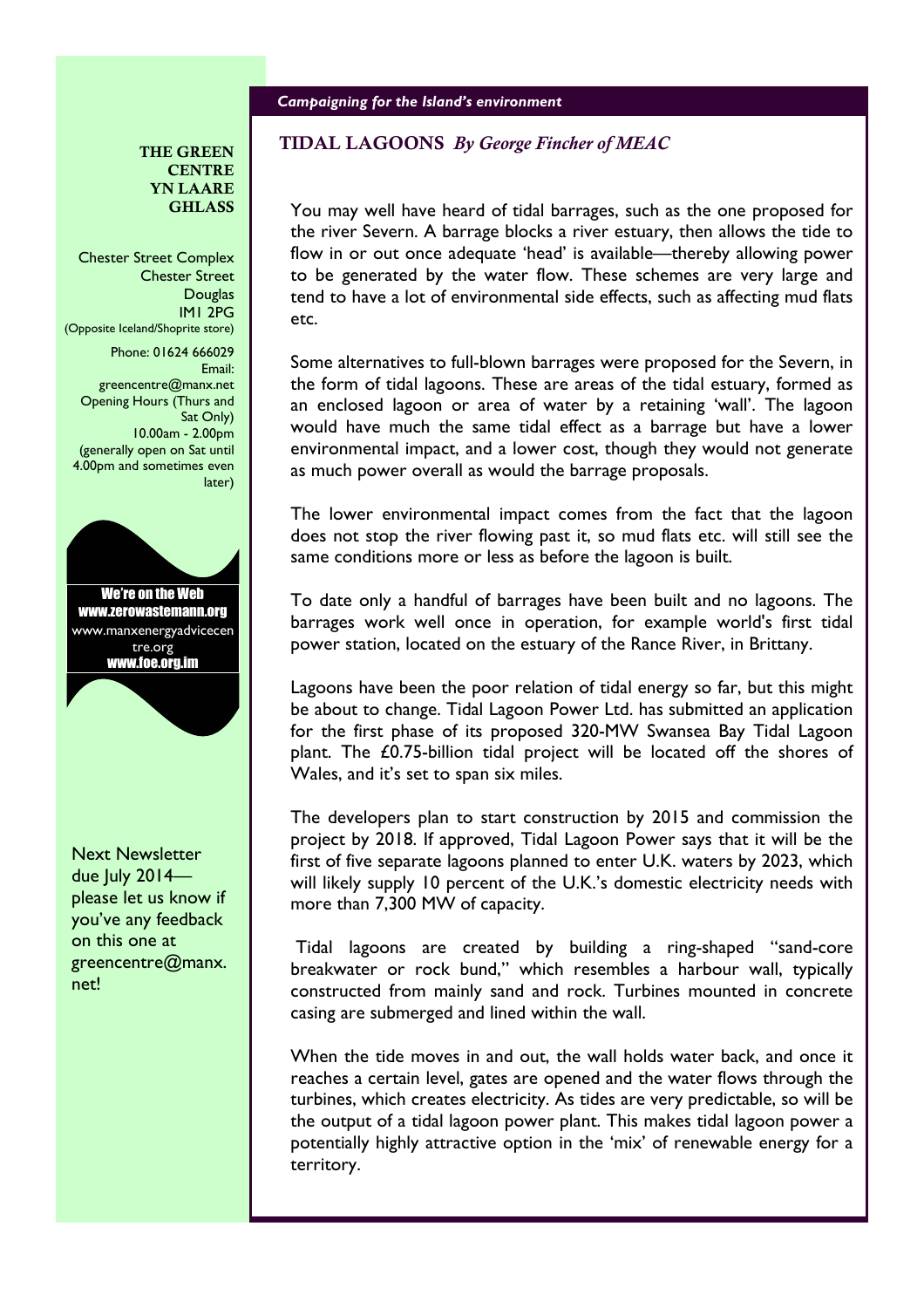**THE GREEN CENTRE YN LAARE GHLASS**

Chester Street Complex
Chester Street
Douglas
IM1 2PG
(Opposite Iceland/Shoprite store)

Phone: 01624 666029
Email: greencentre@manx.net
Opening Hours (Thurs and Sat Only)
10.00am - 2.00pm
(generally open on Sat until 4.00pm and sometimes even later)

We're on the Web
www.zerowastemann.org
www.manxenergyadvicecentre.org
www.foe.org.im

Next Newsletter due July 2014—please let us know if you've any feedback on this one at greencentre@manx.net!

*Campaigning for the Island's environment*

## TIDAL LAGOONS *By George Fincher of MEAC*

You may well have heard of tidal barrages, such as the one proposed for the river Severn. A barrage blocks a river estuary, then allows the tide to flow in or out once adequate 'head' is available—thereby allowing power to be generated by the water flow. These schemes are very large and tend to have a lot of environmental side effects, such as affecting mud flats etc.

Some alternatives to full-blown barrages were proposed for the Severn, in the form of tidal lagoons. These are areas of the tidal estuary, formed as an enclosed lagoon or area of water by a retaining 'wall'. The lagoon would have much the same tidal effect as a barrage but have a lower environmental impact, and a lower cost, though they would not generate as much power overall as would the barrage proposals.

The lower environmental impact comes from the fact that the lagoon does not stop the river flowing past it, so mud flats etc. will still see the same conditions more or less as before the lagoon is built.

To date only a handful of barrages have been built and no lagoons. The barrages work well once in operation, for example world's first tidal power station, located on the estuary of the Rance River, in Brittany.

Lagoons have been the poor relation of tidal energy so far, but this might be about to change. Tidal Lagoon Power Ltd. has submitted an application for the first phase of its proposed 320-MW Swansea Bay Tidal Lagoon plant. The £0.75-billion tidal project will be located off the shores of Wales, and it's set to span six miles.

The developers plan to start construction by 2015 and commission the project by 2018. If approved, Tidal Lagoon Power says that it will be the first of five separate lagoons planned to enter U.K. waters by 2023, which will likely supply 10 percent of the U.K.'s domestic electricity needs with more than 7,300 MW of capacity.

Tidal lagoons are created by building a ring-shaped "sand-core breakwater or rock bund," which resembles a harbour wall, typically constructed from mainly sand and rock. Turbines mounted in concrete casing are submerged and lined within the wall.

When the tide moves in and out, the wall holds water back, and once it reaches a certain level, gates are opened and the water flows through the turbines, which creates electricity. As tides are very predictable, so will be the output of a tidal lagoon power plant. This makes tidal lagoon power a potentially highly attractive option in the 'mix' of renewable energy for a territory.